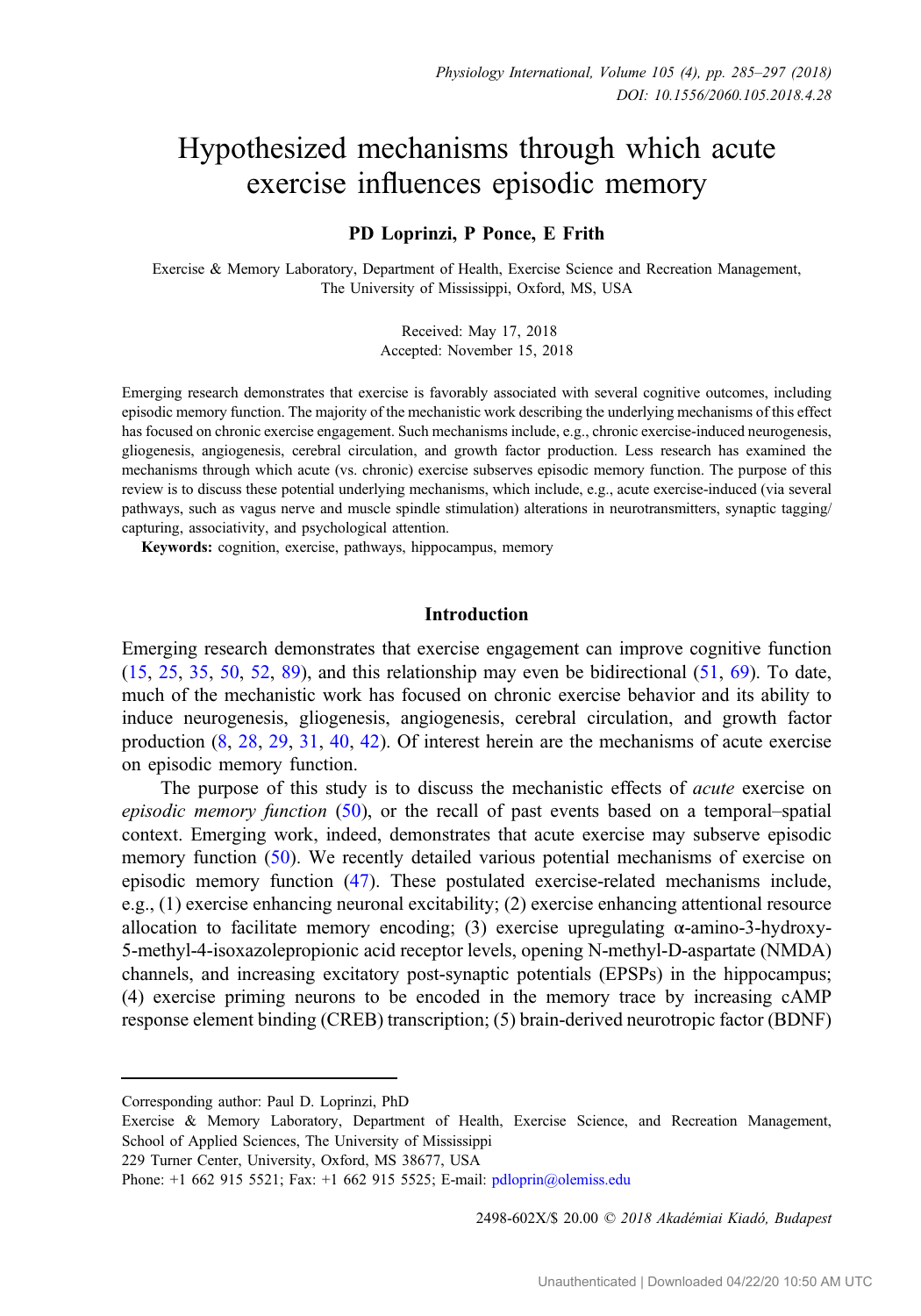# Hypothesized mechanisms through which acute exercise influences episodic memory

**PD Loprinzi, P Ponce, E Frith**

Exercise & Memory Laboratory, Department of Health, Exercise Science and Recreation Management, The University of Mississippi, Oxford, MS, USA

Received: May 17, 2018
Accepted: November 15, 2018

Emerging research demonstrates that exercise is favorably associated with several cognitive outcomes, including episodic memory function. The majority of the mechanistic work describing the underlying mechanisms of this effect has focused on chronic exercise engagement. Such mechanisms include, e.g., chronic exercise-induced neurogenesis, gliogenesis, angiogenesis, cerebral circulation, and growth factor production. Less research has examined the mechanisms through which acute (vs. chronic) exercise subserves episodic memory function. The purpose of this review is to discuss these potential underlying mechanisms, which include, e.g., acute exercise-induced (via several pathways, such as vagus nerve and muscle spindle stimulation) alterations in neurotransmitters, synaptic tagging/capturing, associativity, and psychological attention.

**Keywords:** cognition, exercise, pathways, hippocampus, memory

## Introduction

Emerging research demonstrates that exercise engagement can improve cognitive function (15, 25, 35, 50, 52, 89), and this relationship may even be bidirectional (51, 69). To date, much of the mechanistic work has focused on chronic exercise behavior and its ability to induce neurogenesis, gliogenesis, angiogenesis, cerebral circulation, and growth factor production (8, 28, 29, 31, 40, 42). Of interest herein are the mechanisms of acute exercise on episodic memory function.

The purpose of this study is to discuss the mechanistic effects of *acute* exercise on *episodic memory function* (50), or the recall of past events based on a temporal–spatial context. Emerging work, indeed, demonstrates that acute exercise may subserve episodic memory function (50). We recently detailed various potential mechanisms of exercise on episodic memory function (47). These postulated exercise-related mechanisms include, e.g., (1) exercise enhancing neuronal excitability; (2) exercise enhancing attentional resource allocation to facilitate memory encoding; (3) exercise upregulating α-amino-3-hydroxy-5-methyl-4-isoxazolepropionic acid receptor levels, opening N-methyl-D-aspartate (NMDA) channels, and increasing excitatory post-synaptic potentials (EPSPs) in the hippocampus; (4) exercise priming neurons to be encoded in the memory trace by increasing cAMP response element binding (CREB) transcription; (5) brain-derived neurotropic factor (BDNF)

Corresponding author: Paul D. Loprinzi, PhD
Exercise & Memory Laboratory, Department of Health, Exercise Science, and Recreation Management, School of Applied Sciences, The University of Mississippi
229 Turner Center, University, Oxford, MS 38677, USA
Phone: +1 662 915 5521; Fax: +1 662 915 5525; E-mail: pdloprin@olemiss.edu

2498-602X/$ 20.00 © 2018 Akadémiai Kiadó, Budapest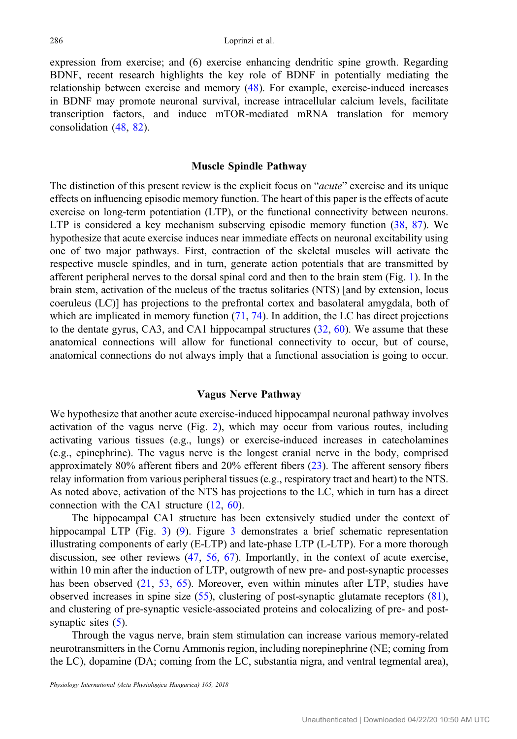expression from exercise; and (6) exercise enhancing dendritic spine growth. Regarding BDNF, recent research highlights the key role of BDNF in potentially mediating the relationship between exercise and memory (48). For example, exercise-induced increases in BDNF may promote neuronal survival, increase intracellular calcium levels, facilitate transcription factors, and induce mTOR-mediated mRNA translation for memory consolidation (48, 82).

## Muscle Spindle Pathway

The distinction of this present review is the explicit focus on "*acute*" exercise and its unique effects on influencing episodic memory function. The heart of this paper is the effects of acute exercise on long-term potentiation (LTP), or the functional connectivity between neurons. LTP is considered a key mechanism subserving episodic memory function (38, 87). We hypothesize that acute exercise induces near immediate effects on neuronal excitability using one of two major pathways. First, contraction of the skeletal muscles will activate the respective muscle spindles, and in turn, generate action potentials that are transmitted by afferent peripheral nerves to the dorsal spinal cord and then to the brain stem (Fig. 1). In the brain stem, activation of the nucleus of the tractus solitaries (NTS) [and by extension, locus coeruleus (LC)] has projections to the prefrontal cortex and basolateral amygdala, both of which are implicated in memory function (71, 74). In addition, the LC has direct projections to the dentate gyrus, CA3, and CA1 hippocampal structures (32, 60). We assume that these anatomical connections will allow for functional connectivity to occur, but of course, anatomical connections do not always imply that a functional association is going to occur.

## Vagus Nerve Pathway

We hypothesize that another acute exercise-induced hippocampal neuronal pathway involves activation of the vagus nerve (Fig. 2), which may occur from various routes, including activating various tissues (e.g., lungs) or exercise-induced increases in catecholamines (e.g., epinephrine). The vagus nerve is the longest cranial nerve in the body, comprised approximately 80% afferent fibers and 20% efferent fibers (23). The afferent sensory fibers relay information from various peripheral tissues (e.g., respiratory tract and heart) to the NTS. As noted above, activation of the NTS has projections to the LC, which in turn has a direct connection with the CA1 structure (12, 60).

The hippocampal CA1 structure has been extensively studied under the context of hippocampal LTP (Fig. 3) (9). Figure 3 demonstrates a brief schematic representation illustrating components of early (E-LTP) and late-phase LTP (L-LTP). For a more thorough discussion, see other reviews (47, 56, 67). Importantly, in the context of acute exercise, within 10 min after the induction of LTP, outgrowth of new pre- and post-synaptic processes has been observed (21, 53, 65). Moreover, even within minutes after LTP, studies have observed increases in spine size (55), clustering of post-synaptic glutamate receptors (81), and clustering of pre-synaptic vesicle-associated proteins and colocalizing of pre- and post-synaptic sites (5).

Through the vagus nerve, brain stem stimulation can increase various memory-related neurotransmitters in the Cornu Ammonis region, including norepinephrine (NE; coming from the LC), dopamine (DA; coming from the LC, substantia nigra, and ventral tegmental area),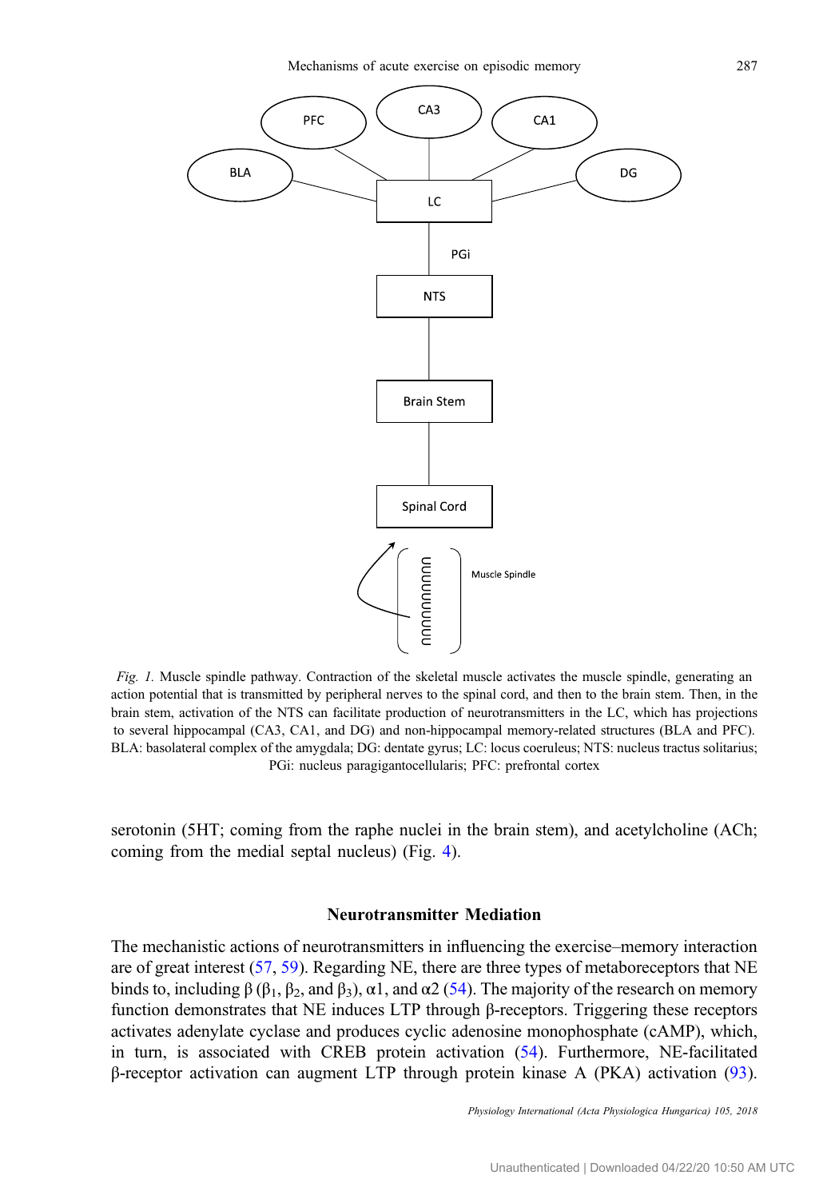PFC

CA3

CA1

BLA

DG

LC

PGi

NTS

Brain Stem

Spinal Cord

Muscle Spindle

*Fig. 1.* Muscle spindle pathway. Contraction of the skeletal muscle activates the muscle spindle, generating an action potential that is transmitted by peripheral nerves to the spinal cord, and then to the brain stem. Then, in the brain stem, activation of the NTS can facilitate production of neurotransmitters in the LC, which has projections to several hippocampal (CA3, CA1, and DG) and non-hippocampal memory-related structures (BLA and PFC). BLA: basolateral complex of the amygdala; DG: dentate gyrus; LC: locus coeruleus; NTS: nucleus tractus solitarius; PGi: nucleus paragigantocellularis; PFC: prefrontal cortex

serotonin (5HT; coming from the raphe nuclei in the brain stem), and acetylcholine (ACh; coming from the medial septal nucleus) (Fig. 4).

## Neurotransmitter Mediation

The mechanistic actions of neurotransmitters in influencing the exercise–memory interaction are of great interest (57, 59). Regarding NE, there are three types of metaboreceptors that NE binds to, including β ($\beta_1$, $\beta_2$, and $\beta_3$), α1, and α2 (54). The majority of the research on memory function demonstrates that NE induces LTP through β-receptors. Triggering these receptors activates adenylate cyclase and produces cyclic adenosine monophosphate (cAMP), which, in turn, is associated with CREB protein activation (54). Furthermore, NE-facilitated β-receptor activation can augment LTP through protein kinase A (PKA) activation (93).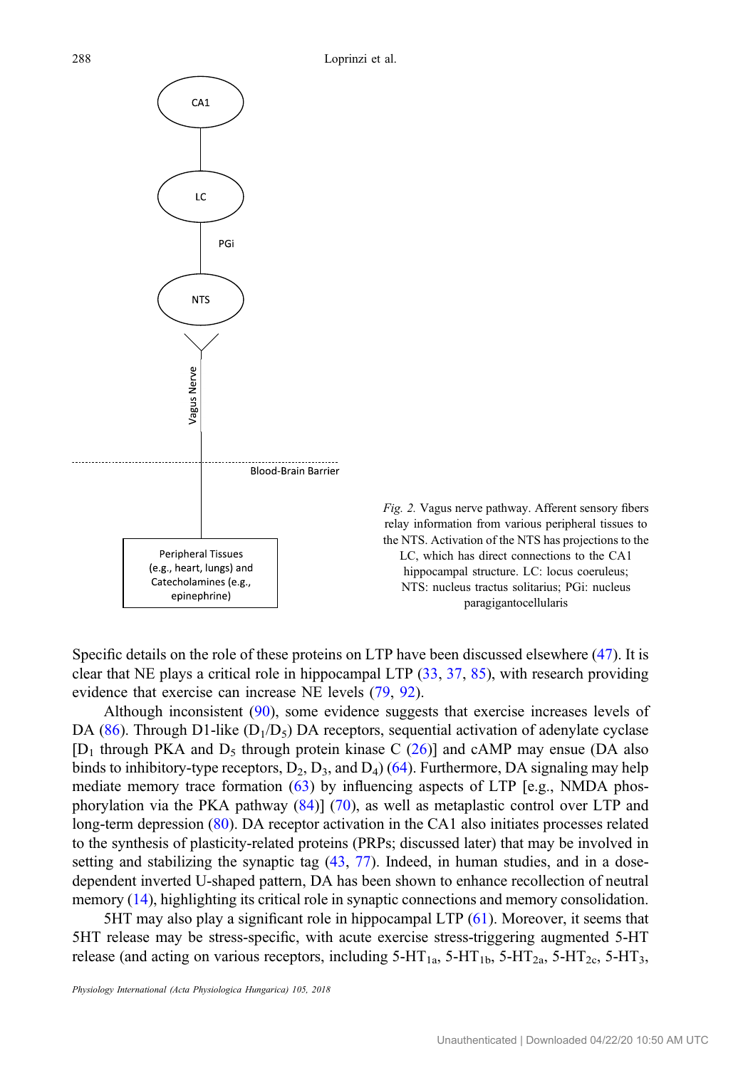CA1

LC

PGi

NTS

Vagus Nerve

Blood-Brain Barrier

Peripheral Tissues (e.g., heart, lungs) and Catecholamines (e.g., epinephrine)

*Fig. 2.* Vagus nerve pathway. Afferent sensory fibers relay information from various peripheral tissues to the NTS. Activation of the NTS has projections to the LC, which has direct connections to the CA1 hippocampal structure. LC: locus coeruleus; NTS: nucleus tractus solitarius; PGi: nucleus paragigantocellularis

Specific details on the role of these proteins on LTP have been discussed elsewhere (47). It is clear that NE plays a critical role in hippocampal LTP (33, 37, 85), with research providing evidence that exercise can increase NE levels (79, 92).

Although inconsistent (90), some evidence suggests that exercise increases levels of DA (86). Through D1-like ($D_1$/$D_5$) DA receptors, sequential activation of adenylate cyclase [$D_1$ through PKA and $D_5$ through protein kinase C (26)] and cAMP may ensue (DA also binds to inhibitory-type receptors, $D_2$, $D_3$, and $D_4$) (64). Furthermore, DA signaling may help mediate memory trace formation (63) by influencing aspects of LTP [e.g., NMDA phosphorylation via the PKA pathway (84)] (70), as well as metaplastic control over LTP and long-term depression (80). DA receptor activation in the CA1 also initiates processes related to the synthesis of plasticity-related proteins (PRPs; discussed later) that may be involved in setting and stabilizing the synaptic tag (43, 77). Indeed, in human studies, and in a dose-dependent inverted U-shaped pattern, DA has been shown to enhance recollection of neutral memory (14), highlighting its critical role in synaptic connections and memory consolidation.

5HT may also play a significant role in hippocampal LTP (61). Moreover, it seems that 5HT release may be stress-specific, with acute exercise stress-triggering augmented 5-HT release (and acting on various receptors, including 5-$HT_{1a}$, 5-$HT_{1b}$, 5-$HT_{2a}$, 5-$HT_{2c}$, 5-$HT_3$,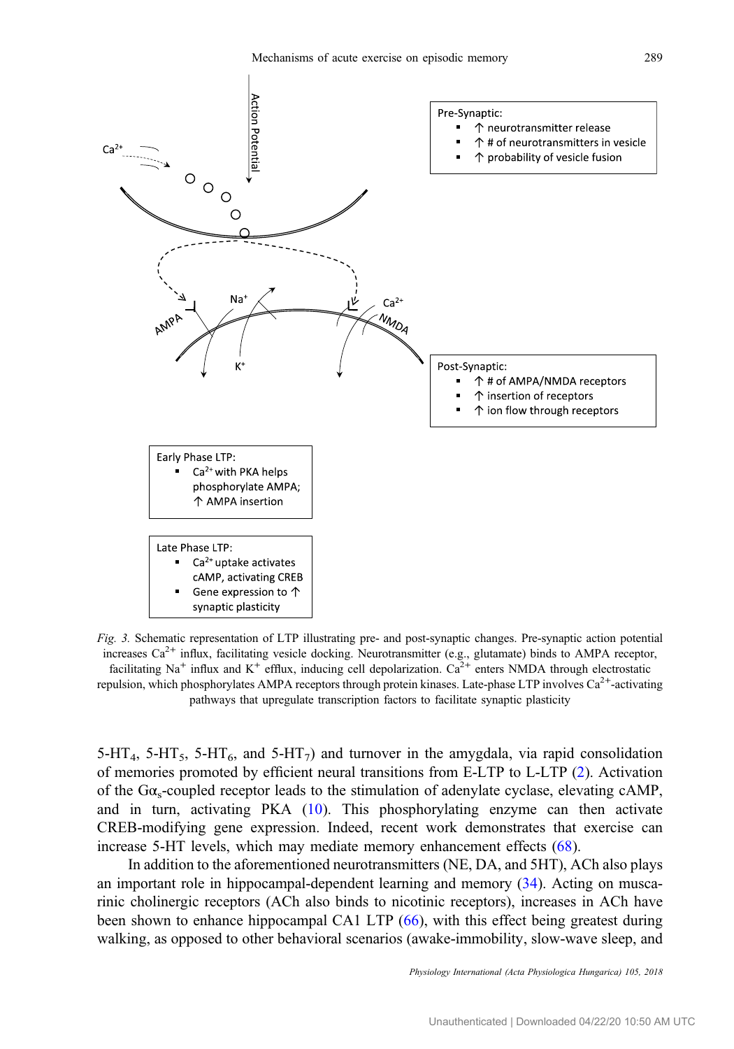Action Potential

$Ca^{2+}$

Pre-Synaptic:
- ↑ neurotransmitter release
- ↑ # of neurotransmitters in vesicle
- ↑ probability of vesicle fusion

AMPA

$Na^+$

$K^+$

$Ca^{2+}$

NMDA

Post-Synaptic:
- ↑ # of AMPA/NMDA receptors
- ↑ insertion of receptors
- ↑ ion flow through receptors

Early Phase LTP:
- $Ca^{2+}$ with PKA helps phosphorylate AMPA; ↑ AMPA insertion

Late Phase LTP:
- $Ca^{2+}$ uptake activates cAMP, activating CREB
- Gene expression to ↑ synaptic plasticity

*Fig. 3.* Schematic representation of LTP illustrating pre- and post-synaptic changes. Pre-synaptic action potential increases $Ca^{2+}$ influx, facilitating vesicle docking. Neurotransmitter (e.g., glutamate) binds to AMPA receptor, facilitating $Na^+$ influx and $K^+$ efflux, inducing cell depolarization. $Ca^{2+}$ enters NMDA through electrostatic repulsion, which phosphorylates AMPA receptors through protein kinases. Late-phase LTP involves $Ca^{2+}$-activating pathways that upregulate transcription factors to facilitate synaptic plasticity

5-$HT_4$, 5-$HT_5$, 5-$HT_6$, and 5-$HT_7$) and turnover in the amygdala, via rapid consolidation of memories promoted by efficient neural transitions from E-LTP to L-LTP (2). Activation of the $G\alpha_s$-coupled receptor leads to the stimulation of adenylate cyclase, elevating cAMP, and in turn, activating PKA (10). This phosphorylating enzyme can then activate CREB-modifying gene expression. Indeed, recent work demonstrates that exercise can increase 5-HT levels, which may mediate memory enhancement effects (68).

In addition to the aforementioned neurotransmitters (NE, DA, and 5HT), ACh also plays an important role in hippocampal-dependent learning and memory (34). Acting on muscarinic cholinergic receptors (ACh also binds to nicotinic receptors), increases in ACh have been shown to enhance hippocampal CA1 LTP (66), with this effect being greatest during walking, as opposed to other behavioral scenarios (awake-immobility, slow-wave sleep, and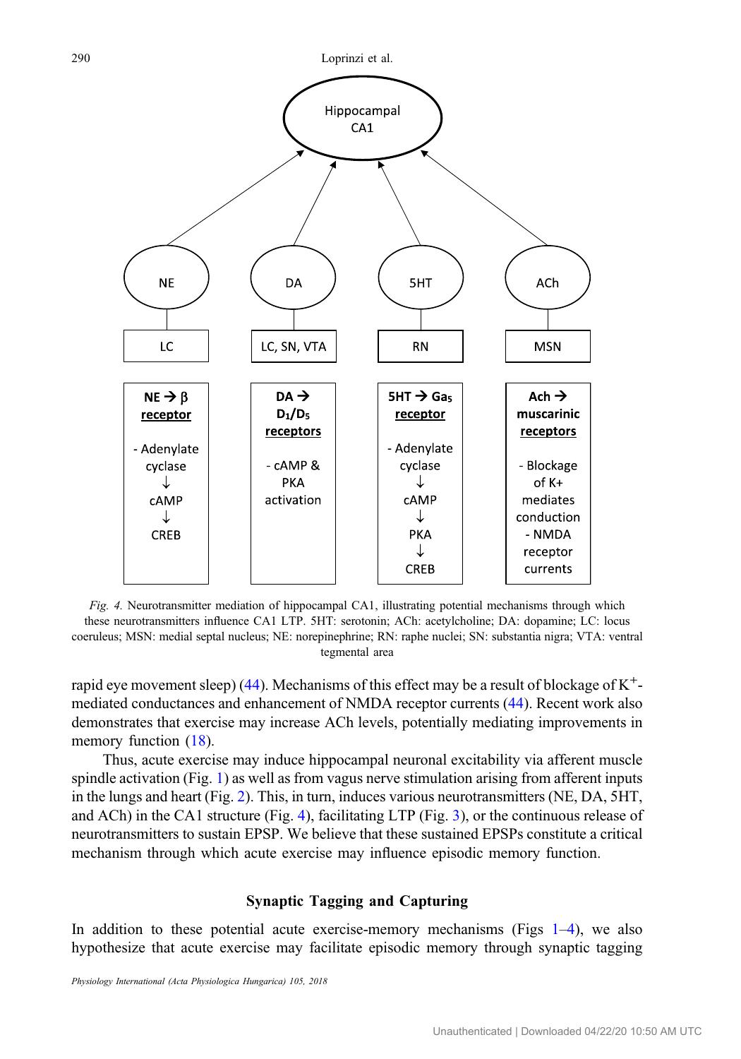Hippocampal CA1

NE

DA

5HT

ACh

LC

LC, SN, VTA

RN

MSN

**NE → β receptor**

- Adenylate cyclase ↓ cAMP ↓ CREB

**DA → $D_1/D_5$ receptors**

- cAMP & PKA activation

**5HT → $G\alpha_s$ receptor**

- Adenylate cyclase ↓ cAMP ↓ PKA ↓ CREB

**Ach → muscarinic receptors**

- Blockage of K+ mediates conduction
- NMDA receptor currents

*Fig. 4.* Neurotransmitter mediation of hippocampal CA1, illustrating potential mechanisms through which these neurotransmitters influence CA1 LTP. 5HT: serotonin; ACh: acetylcholine; DA: dopamine; LC: locus coeruleus; MSN: medial septal nucleus; NE: norepinephrine; RN: raphe nuclei; SN: substantia nigra; VTA: ventral tegmental area

rapid eye movement sleep) (44). Mechanisms of this effect may be a result of blockage of $K^+$-mediated conductances and enhancement of NMDA receptor currents (44). Recent work also demonstrates that exercise may increase ACh levels, potentially mediating improvements in memory function (18).

Thus, acute exercise may induce hippocampal neuronal excitability via afferent muscle spindle activation (Fig. 1) as well as from vagus nerve stimulation arising from afferent inputs in the lungs and heart (Fig. 2). This, in turn, induces various neurotransmitters (NE, DA, 5HT, and ACh) in the CA1 structure (Fig. 4), facilitating LTP (Fig. 3), or the continuous release of neurotransmitters to sustain EPSP. We believe that these sustained EPSPs constitute a critical mechanism through which acute exercise may influence episodic memory function.

## Synaptic Tagging and Capturing

In addition to these potential acute exercise-memory mechanisms (Figs 1–4), we also hypothesize that acute exercise may facilitate episodic memory through synaptic tagging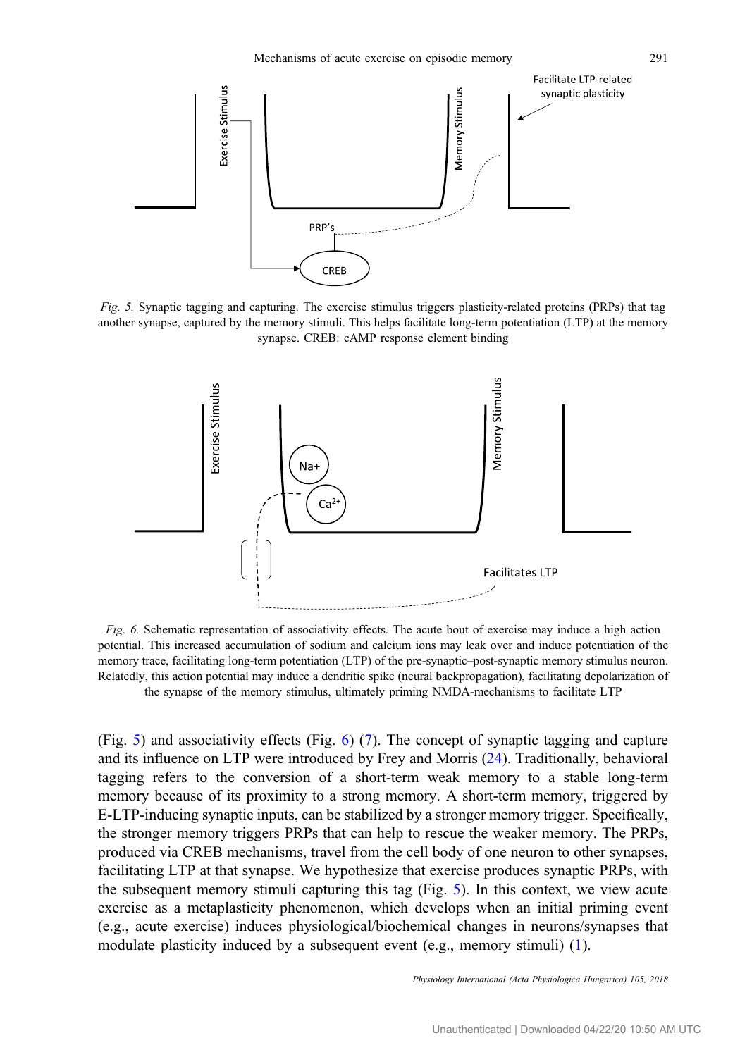Exercise Stimulus

Memory Stimulus

Facilitate LTP-related synaptic plasticity

PRP's

CREB

*Fig. 5.* Synaptic tagging and capturing. The exercise stimulus triggers plasticity-related proteins (PRPs) that tag another synapse, captured by the memory stimuli. This helps facilitate long-term potentiation (LTP) at the memory synapse. CREB: cAMP response element binding

Exercise Stimulus

Memory Stimulus

Na+

$Ca^{2+}$

Facilitates LTP

*Fig. 6.* Schematic representation of associativity effects. The acute bout of exercise may induce a high action potential. This increased accumulation of sodium and calcium ions may leak over and induce potentiation of the memory trace, facilitating long-term potentiation (LTP) of the pre-synaptic–post-synaptic memory stimulus neuron. Relatedly, this action potential may induce a dendritic spike (neural backpropagation), facilitating depolarization of the synapse of the memory stimulus, ultimately priming NMDA-mechanisms to facilitate LTP

(Fig. 5) and associativity effects (Fig. 6) (7). The concept of synaptic tagging and capture and its influence on LTP were introduced by Frey and Morris (24). Traditionally, behavioral tagging refers to the conversion of a short-term weak memory to a stable long-term memory because of its proximity to a strong memory. A short-term memory, triggered by E-LTP-inducing synaptic inputs, can be stabilized by a stronger memory trigger. Specifically, the stronger memory triggers PRPs that can help to rescue the weaker memory. The PRPs, produced via CREB mechanisms, travel from the cell body of one neuron to other synapses, facilitating LTP at that synapse. We hypothesize that exercise produces synaptic PRPs, with the subsequent memory stimuli capturing this tag (Fig. 5). In this context, we view acute exercise as a metaplasticity phenomenon, which develops when an initial priming event (e.g., acute exercise) induces physiological/biochemical changes in neurons/synapses that modulate plasticity induced by a subsequent event (e.g., memory stimuli) (1).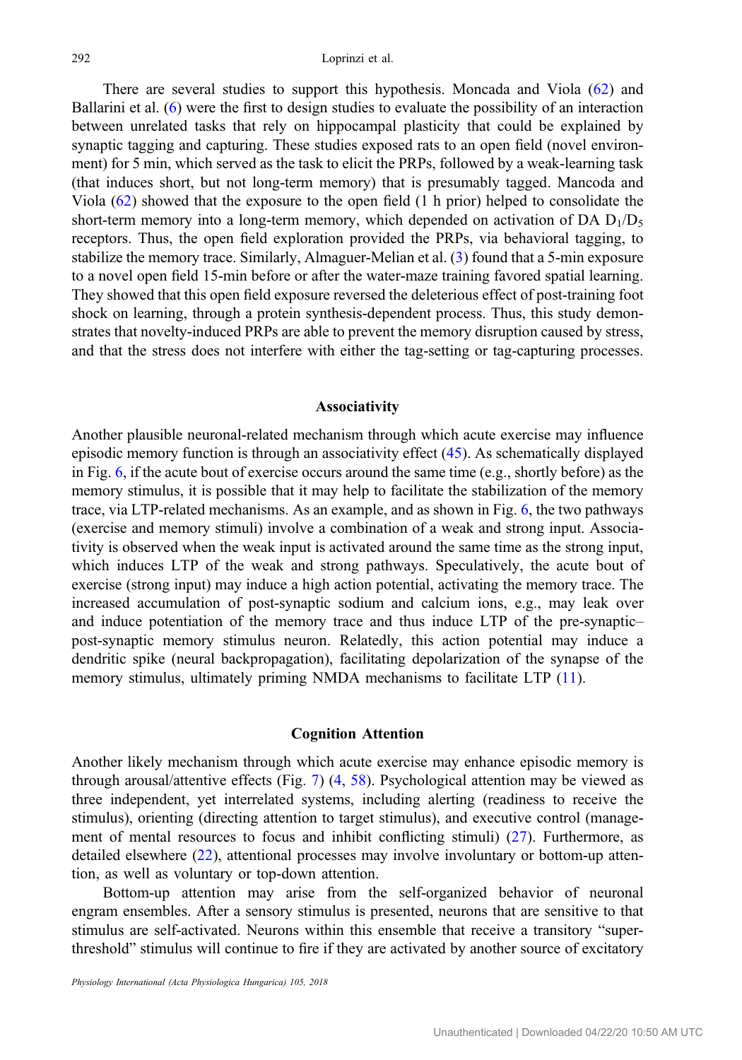There are several studies to support this hypothesis. Moncada and Viola (62) and Ballarini et al. (6) were the first to design studies to evaluate the possibility of an interaction between unrelated tasks that rely on hippocampal plasticity that could be explained by synaptic tagging and capturing. These studies exposed rats to an open field (novel environment) for 5 min, which served as the task to elicit the PRPs, followed by a weak-learning task (that induces short, but not long-term memory) that is presumably tagged. Mancoda and Viola (62) showed that the exposure to the open field (1 h prior) helped to consolidate the short-term memory into a long-term memory, which depended on activation of DA $D_1/D_5$ receptors. Thus, the open field exploration provided the PRPs, via behavioral tagging, to stabilize the memory trace. Similarly, Almaguer-Melian et al. (3) found that a 5-min exposure to a novel open field 15-min before or after the water-maze training favored spatial learning. They showed that this open field exposure reversed the deleterious effect of post-training foot shock on learning, through a protein synthesis-dependent process. Thus, this study demonstrates that novelty-induced PRPs are able to prevent the memory disruption caused by stress, and that the stress does not interfere with either the tag-setting or tag-capturing processes.

## Associativity

Another plausible neuronal-related mechanism through which acute exercise may influence episodic memory function is through an associativity effect (45). As schematically displayed in Fig. 6, if the acute bout of exercise occurs around the same time (e.g., shortly before) as the memory stimulus, it is possible that it may help to facilitate the stabilization of the memory trace, via LTP-related mechanisms. As an example, and as shown in Fig. 6, the two pathways (exercise and memory stimuli) involve a combination of a weak and strong input. Associativity is observed when the weak input is activated around the same time as the strong input, which induces LTP of the weak and strong pathways. Speculatively, the acute bout of exercise (strong input) may induce a high action potential, activating the memory trace. The increased accumulation of post-synaptic sodium and calcium ions, e.g., may leak over and induce potentiation of the memory trace and thus induce LTP of the pre-synaptic–post-synaptic memory stimulus neuron. Relatedly, this action potential may induce a dendritic spike (neural backpropagation), facilitating depolarization of the synapse of the memory stimulus, ultimately priming NMDA mechanisms to facilitate LTP (11).

## Cognition Attention

Another likely mechanism through which acute exercise may enhance episodic memory is through arousal/attentive effects (Fig. 7) (4, 58). Psychological attention may be viewed as three independent, yet interrelated systems, including alerting (readiness to receive the stimulus), orienting (directing attention to target stimulus), and executive control (management of mental resources to focus and inhibit conflicting stimuli) (27). Furthermore, as detailed elsewhere (22), attentional processes may involve involuntary or bottom-up attention, as well as voluntary or top-down attention.

Bottom-up attention may arise from the self-organized behavior of neuronal engram ensembles. After a sensory stimulus is presented, neurons that are sensitive to that stimulus are self-activated. Neurons within this ensemble that receive a transitory "super-threshold" stimulus will continue to fire if they are activated by another source of excitatory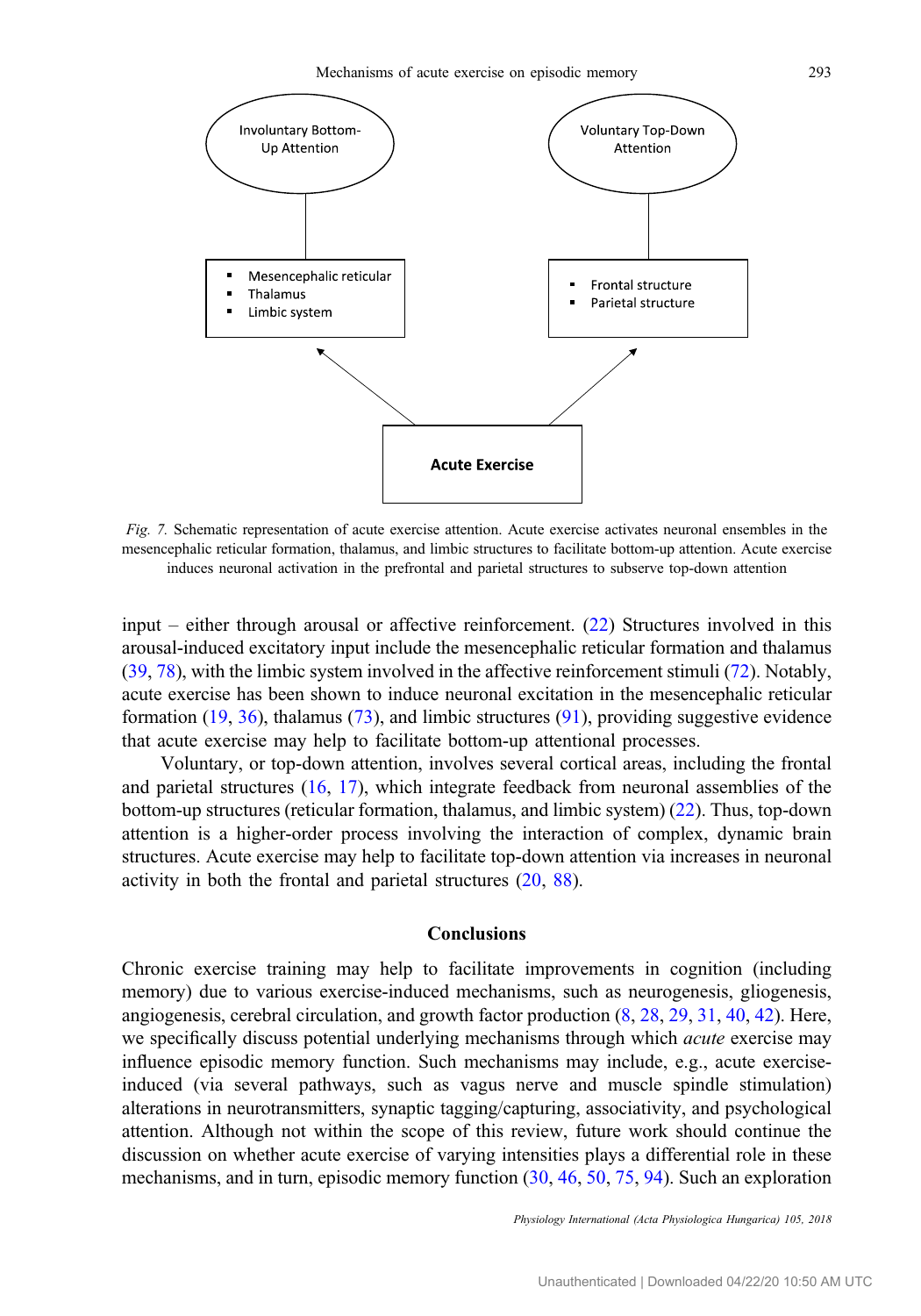Involuntary Bottom-Up Attention

Voluntary Top-Down Attention

- Mesencephalic reticular
- Thalamus
- Limbic system

- Frontal structure
- Parietal structure

Acute Exercise

*Fig. 7.* Schematic representation of acute exercise attention. Acute exercise activates neuronal ensembles in the mesencephalic reticular formation, thalamus, and limbic structures to facilitate bottom-up attention. Acute exercise induces neuronal activation in the prefrontal and parietal structures to subserve top-down attention

input – either through arousal or affective reinforcement. (22) Structures involved in this arousal-induced excitatory input include the mesencephalic reticular formation and thalamus (39, 78), with the limbic system involved in the affective reinforcement stimuli (72). Notably, acute exercise has been shown to induce neuronal excitation in the mesencephalic reticular formation (19, 36), thalamus (73), and limbic structures (91), providing suggestive evidence that acute exercise may help to facilitate bottom-up attentional processes.

Voluntary, or top-down attention, involves several cortical areas, including the frontal and parietal structures (16, 17), which integrate feedback from neuronal assemblies of the bottom-up structures (reticular formation, thalamus, and limbic system) (22). Thus, top-down attention is a higher-order process involving the interaction of complex, dynamic brain structures. Acute exercise may help to facilitate top-down attention via increases in neuronal activity in both the frontal and parietal structures (20, 88).

## Conclusions

Chronic exercise training may help to facilitate improvements in cognition (including memory) due to various exercise-induced mechanisms, such as neurogenesis, gliogenesis, angiogenesis, cerebral circulation, and growth factor production (8, 28, 29, 31, 40, 42). Here, we specifically discuss potential underlying mechanisms through which *acute* exercise may influence episodic memory function. Such mechanisms may include, e.g., acute exercise-induced (via several pathways, such as vagus nerve and muscle spindle stimulation) alterations in neurotransmitters, synaptic tagging/capturing, associativity, and psychological attention. Although not within the scope of this review, future work should continue the discussion on whether acute exercise of varying intensities plays a differential role in these mechanisms, and in turn, episodic memory function (30, 46, 50, 75, 94). Such an exploration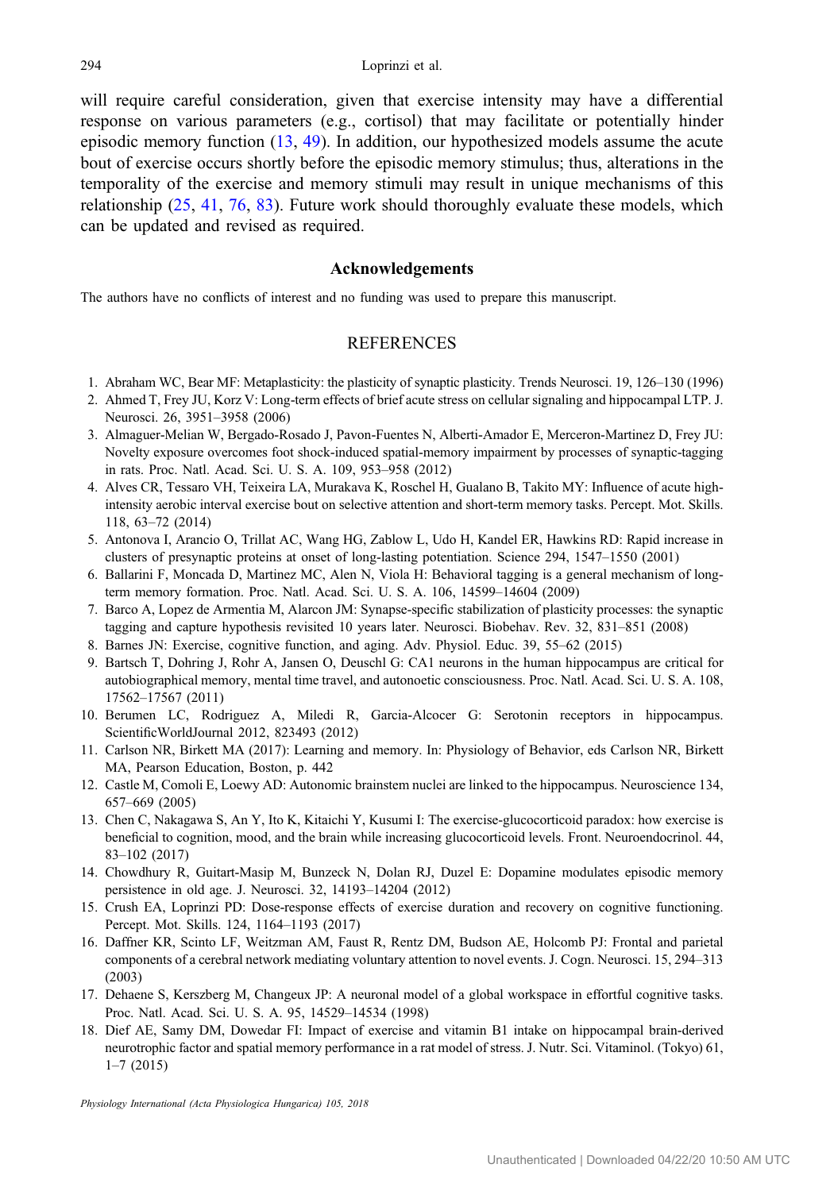will require careful consideration, given that exercise intensity may have a differential response on various parameters (e.g., cortisol) that may facilitate or potentially hinder episodic memory function (13, 49). In addition, our hypothesized models assume the acute bout of exercise occurs shortly before the episodic memory stimulus; thus, alterations in the temporality of the exercise and memory stimuli may result in unique mechanisms of this relationship (25, 41, 76, 83). Future work should thoroughly evaluate these models, which can be updated and revised as required.

## Acknowledgements

The authors have no conflicts of interest and no funding was used to prepare this manuscript.

## REFERENCES

1. Abraham WC, Bear MF: Metaplasticity: the plasticity of synaptic plasticity. Trends Neurosci. 19, 126–130 (1996)
2. Ahmed T, Frey JU, Korz V: Long-term effects of brief acute stress on cellular signaling and hippocampal LTP. J. Neurosci. 26, 3951–3958 (2006)
3. Almaguer-Melian W, Bergado-Rosado J, Pavon-Fuentes N, Alberti-Amador E, Merceron-Martinez D, Frey JU: Novelty exposure overcomes foot shock-induced spatial-memory impairment by processes of synaptic-tagging in rats. Proc. Natl. Acad. Sci. U. S. A. 109, 953–958 (2012)
4. Alves CR, Tessaro VH, Teixeira LA, Murakava K, Roschel H, Gualano B, Takito MY: Influence of acute high-intensity aerobic interval exercise bout on selective attention and short-term memory tasks. Percept. Mot. Skills. 118, 63–72 (2014)
5. Antonova I, Arancio O, Trillat AC, Wang HG, Zablow L, Udo H, Kandel ER, Hawkins RD: Rapid increase in clusters of presynaptic proteins at onset of long-lasting potentiation. Science 294, 1547–1550 (2001)
6. Ballarini F, Moncada D, Martinez MC, Alen N, Viola H: Behavioral tagging is a general mechanism of long-term memory formation. Proc. Natl. Acad. Sci. U. S. A. 106, 14599–14604 (2009)
7. Barco A, Lopez de Armentia M, Alarcon JM: Synapse-specific stabilization of plasticity processes: the synaptic tagging and capture hypothesis revisited 10 years later. Neurosci. Biobehav. Rev. 32, 831–851 (2008)
8. Barnes JN: Exercise, cognitive function, and aging. Adv. Physiol. Educ. 39, 55–62 (2015)
9. Bartsch T, Dohring J, Rohr A, Jansen O, Deuschl G: CA1 neurons in the human hippocampus are critical for autobiographical memory, mental time travel, and autonoetic consciousness. Proc. Natl. Acad. Sci. U. S. A. 108, 17562–17567 (2011)
10. Berumen LC, Rodriguez A, Miledi R, Garcia-Alcocer G: Serotonin receptors in hippocampus. ScientificWorldJournal 2012, 823493 (2012)
11. Carlson NR, Birkett MA (2017): Learning and memory. In: Physiology of Behavior, eds Carlson NR, Birkett MA, Pearson Education, Boston, p. 442
12. Castle M, Comoli E, Loewy AD: Autonomic brainstem nuclei are linked to the hippocampus. Neuroscience 134, 657–669 (2005)
13. Chen C, Nakagawa S, An Y, Ito K, Kitaichi Y, Kusumi I: The exercise-glucocorticoid paradox: how exercise is beneficial to cognition, mood, and the brain while increasing glucocorticoid levels. Front. Neuroendocrinol. 44, 83–102 (2017)
14. Chowdhury R, Guitart-Masip M, Bunzeck N, Dolan RJ, Duzel E: Dopamine modulates episodic memory persistence in old age. J. Neurosci. 32, 14193–14204 (2012)
15. Crush EA, Loprinzi PD: Dose-response effects of exercise duration and recovery on cognitive functioning. Percept. Mot. Skills. 124, 1164–1193 (2017)
16. Daffner KR, Scinto LF, Weitzman AM, Faust R, Rentz DM, Budson AE, Holcomb PJ: Frontal and parietal components of a cerebral network mediating voluntary attention to novel events. J. Cogn. Neurosci. 15, 294–313 (2003)
17. Dehaene S, Kerszberg M, Changeux JP: A neuronal model of a global workspace in effortful cognitive tasks. Proc. Natl. Acad. Sci. U. S. A. 95, 14529–14534 (1998)
18. Dief AE, Samy DM, Dowedar FI: Impact of exercise and vitamin B1 intake on hippocampal brain-derived neurotrophic factor and spatial memory performance in a rat model of stress. J. Nutr. Sci. Vitaminol. (Tokyo) 61, 1–7 (2015)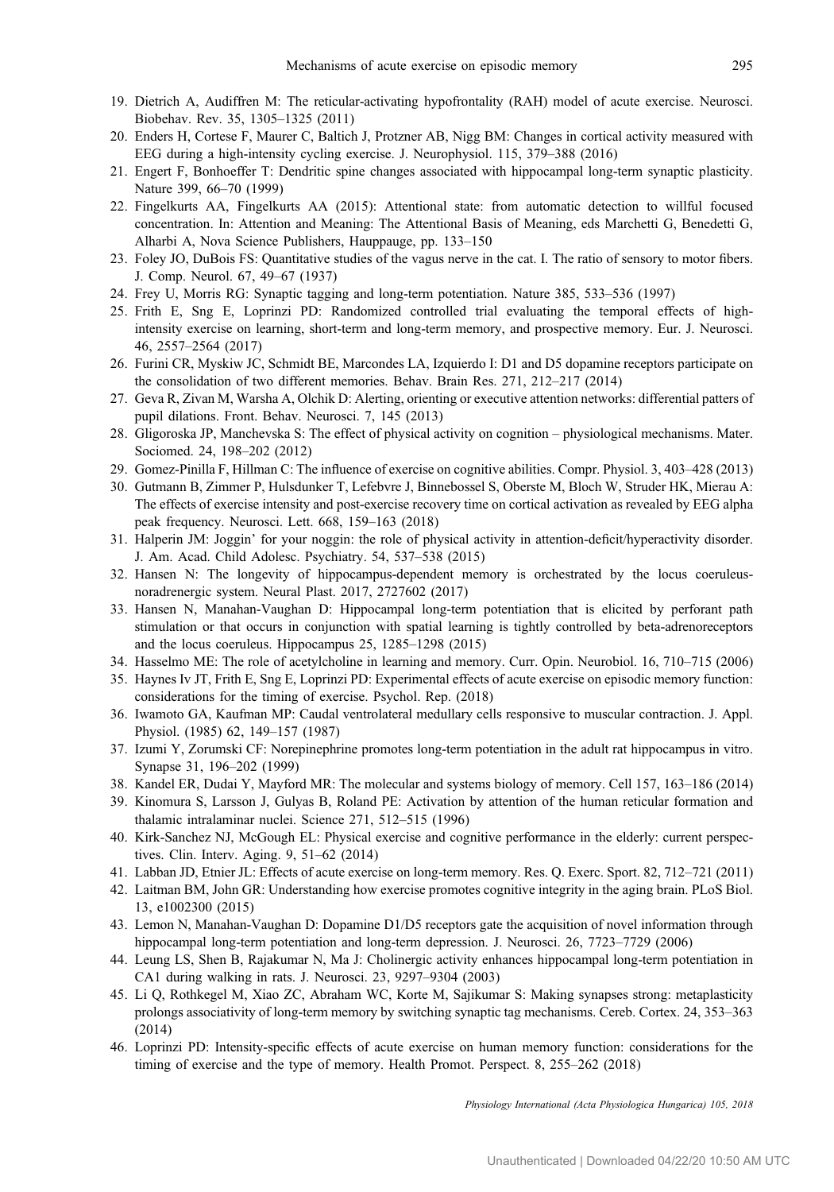19. Dietrich A, Audiffren M: The reticular-activating hypofrontality (RAH) model of acute exercise. Neurosci. Biobehav. Rev. 35, 1305–1325 (2011)
20. Enders H, Cortese F, Maurer C, Baltich J, Protzner AB, Nigg BM: Changes in cortical activity measured with EEG during a high-intensity cycling exercise. J. Neurophysiol. 115, 379–388 (2016)
21. Engert F, Bonhoeffer T: Dendritic spine changes associated with hippocampal long-term synaptic plasticity. Nature 399, 66–70 (1999)
22. Fingelkurts AA, Fingelkurts AA (2015): Attentional state: from automatic detection to willful focused concentration. In: Attention and Meaning: The Attentional Basis of Meaning, eds Marchetti G, Benedetti G, Alharbi A, Nova Science Publishers, Hauppauge, pp. 133–150
23. Foley JO, DuBois FS: Quantitative studies of the vagus nerve in the cat. I. The ratio of sensory to motor fibers. J. Comp. Neurol. 67, 49–67 (1937)
24. Frey U, Morris RG: Synaptic tagging and long-term potentiation. Nature 385, 533–536 (1997)
25. Frith E, Sng E, Loprinzi PD: Randomized controlled trial evaluating the temporal effects of high-intensity exercise on learning, short-term and long-term memory, and prospective memory. Eur. J. Neurosci. 46, 2557–2564 (2017)
26. Furini CR, Myskiw JC, Schmidt BE, Marcondes LA, Izquierdo I: D1 and D5 dopamine receptors participate on the consolidation of two different memories. Behav. Brain Res. 271, 212–217 (2014)
27. Geva R, Zivan M, Warsha A, Olchik D: Alerting, orienting or executive attention networks: differential patters of pupil dilations. Front. Behav. Neurosci. 7, 145 (2013)
28. Gligoroska JP, Manchevska S: The effect of physical activity on cognition – physiological mechanisms. Mater. Sociomed. 24, 198–202 (2012)
29. Gomez-Pinilla F, Hillman C: The influence of exercise on cognitive abilities. Compr. Physiol. 3, 403–428 (2013)
30. Gutmann B, Zimmer P, Hulsdunker T, Lefebvre J, Binnebossel S, Oberste M, Bloch W, Struder HK, Mierau A: The effects of exercise intensity and post-exercise recovery time on cortical activation as revealed by EEG alpha peak frequency. Neurosci. Lett. 668, 159–163 (2018)
31. Halperin JM: Joggin' for your noggin: the role of physical activity in attention-deficit/hyperactivity disorder. J. Am. Acad. Child Adolesc. Psychiatry. 54, 537–538 (2015)
32. Hansen N: The longevity of hippocampus-dependent memory is orchestrated by the locus coeruleus-noradrenergic system. Neural Plast. 2017, 2727602 (2017)
33. Hansen N, Manahan-Vaughan D: Hippocampal long-term potentiation that is elicited by perforant path stimulation or that occurs in conjunction with spatial learning is tightly controlled by beta-adrenoreceptors and the locus coeruleus. Hippocampus 25, 1285–1298 (2015)
34. Hasselmo ME: The role of acetylcholine in learning and memory. Curr. Opin. Neurobiol. 16, 710–715 (2006)
35. Haynes Iv JT, Frith E, Sng E, Loprinzi PD: Experimental effects of acute exercise on episodic memory function: considerations for the timing of exercise. Psychol. Rep. (2018)
36. Iwamoto GA, Kaufman MP: Caudal ventrolateral medullary cells responsive to muscular contraction. J. Appl. Physiol. (1985) 62, 149–157 (1987)
37. Izumi Y, Zorumski CF: Norepinephrine promotes long-term potentiation in the adult rat hippocampus in vitro. Synapse 31, 196–202 (1999)
38. Kandel ER, Dudai Y, Mayford MR: The molecular and systems biology of memory. Cell 157, 163–186 (2014)
39. Kinomura S, Larsson J, Gulyas B, Roland PE: Activation by attention of the human reticular formation and thalamic intralaminar nuclei. Science 271, 512–515 (1996)
40. Kirk-Sanchez NJ, McGough EL: Physical exercise and cognitive performance in the elderly: current perspectives. Clin. Interv. Aging. 9, 51–62 (2014)
41. Labban JD, Etnier JL: Effects of acute exercise on long-term memory. Res. Q. Exerc. Sport. 82, 712–721 (2011)
42. Laitman BM, John GR: Understanding how exercise promotes cognitive integrity in the aging brain. PLoS Biol. 13, e1002300 (2015)
43. Lemon N, Manahan-Vaughan D: Dopamine D1/D5 receptors gate the acquisition of novel information through hippocampal long-term potentiation and long-term depression. J. Neurosci. 26, 7723–7729 (2006)
44. Leung LS, Shen B, Rajakumar N, Ma J: Cholinergic activity enhances hippocampal long-term potentiation in CA1 during walking in rats. J. Neurosci. 23, 9297–9304 (2003)
45. Li Q, Rothkegel M, Xiao ZC, Abraham WC, Korte M, Sajikumar S: Making synapses strong: metaplasticity prolongs associativity of long-term memory by switching synaptic tag mechanisms. Cereb. Cortex. 24, 353–363 (2014)
46. Loprinzi PD: Intensity-specific effects of acute exercise on human memory function: considerations for the timing of exercise and the type of memory. Health Promot. Perspect. 8, 255–262 (2018)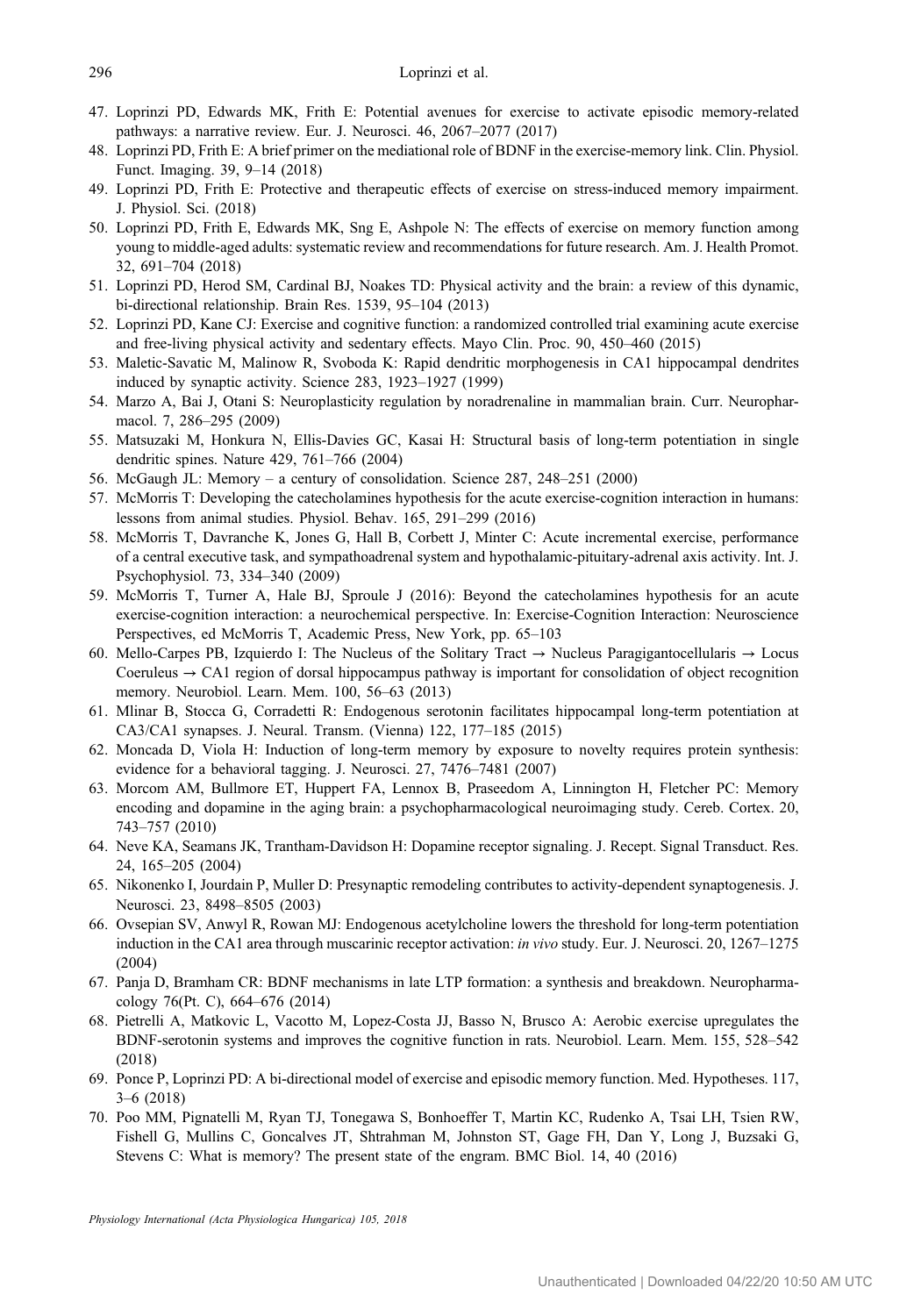47. Loprinzi PD, Edwards MK, Frith E: Potential avenues for exercise to activate episodic memory-related pathways: a narrative review. Eur. J. Neurosci. 46, 2067–2077 (2017)
48. Loprinzi PD, Frith E: A brief primer on the mediational role of BDNF in the exercise-memory link. Clin. Physiol. Funct. Imaging. 39, 9–14 (2018)
49. Loprinzi PD, Frith E: Protective and therapeutic effects of exercise on stress-induced memory impairment. J. Physiol. Sci. (2018)
50. Loprinzi PD, Frith E, Edwards MK, Sng E, Ashpole N: The effects of exercise on memory function among young to middle-aged adults: systematic review and recommendations for future research. Am. J. Health Promot. 32, 691–704 (2018)
51. Loprinzi PD, Herod SM, Cardinal BJ, Noakes TD: Physical activity and the brain: a review of this dynamic, bi-directional relationship. Brain Res. 1539, 95–104 (2013)
52. Loprinzi PD, Kane CJ: Exercise and cognitive function: a randomized controlled trial examining acute exercise and free-living physical activity and sedentary effects. Mayo Clin. Proc. 90, 450–460 (2015)
53. Maletic-Savatic M, Malinow R, Svoboda K: Rapid dendritic morphogenesis in CA1 hippocampal dendrites induced by synaptic activity. Science 283, 1923–1927 (1999)
54. Marzo A, Bai J, Otani S: Neuroplasticity regulation by noradrenaline in mammalian brain. Curr. Neuropharmacol. 7, 286–295 (2009)
55. Matsuzaki M, Honkura N, Ellis-Davies GC, Kasai H: Structural basis of long-term potentiation in single dendritic spines. Nature 429, 761–766 (2004)
56. McGaugh JL: Memory – a century of consolidation. Science 287, 248–251 (2000)
57. McMorris T: Developing the catecholamines hypothesis for the acute exercise-cognition interaction in humans: lessons from animal studies. Physiol. Behav. 165, 291–299 (2016)
58. McMorris T, Davranche K, Jones G, Hall B, Corbett J, Minter C: Acute incremental exercise, performance of a central executive task, and sympathoadrenal system and hypothalamic-pituitary-adrenal axis activity. Int. J. Psychophysiol. 73, 334–340 (2009)
59. McMorris T, Turner A, Hale BJ, Sproule J (2016): Beyond the catecholamines hypothesis for an acute exercise-cognition interaction: a neurochemical perspective. In: Exercise-Cognition Interaction: Neuroscience Perspectives, ed McMorris T, Academic Press, New York, pp. 65–103
60. Mello-Carpes PB, Izquierdo I: The Nucleus of the Solitary Tract → Nucleus Paragigantocellularis → Locus Coeruleus → CA1 region of dorsal hippocampus pathway is important for consolidation of object recognition memory. Neurobiol. Learn. Mem. 100, 56–63 (2013)
61. Mlinar B, Stocca G, Corradetti R: Endogenous serotonin facilitates hippocampal long-term potentiation at CA3/CA1 synapses. J. Neural. Transm. (Vienna) 122, 177–185 (2015)
62. Moncada D, Viola H: Induction of long-term memory by exposure to novelty requires protein synthesis: evidence for a behavioral tagging. J. Neurosci. 27, 7476–7481 (2007)
63. Morcom AM, Bullmore ET, Huppert FA, Lennox B, Praseedom A, Linnington H, Fletcher PC: Memory encoding and dopamine in the aging brain: a psychopharmacological neuroimaging study. Cereb. Cortex. 20, 743–757 (2010)
64. Neve KA, Seamans JK, Trantham-Davidson H: Dopamine receptor signaling. J. Recept. Signal Transduct. Res. 24, 165–205 (2004)
65. Nikonenko I, Jourdain P, Muller D: Presynaptic remodeling contributes to activity-dependent synaptogenesis. J. Neurosci. 23, 8498–8505 (2003)
66. Ovsepian SV, Anwyl R, Rowan MJ: Endogenous acetylcholine lowers the threshold for long-term potentiation induction in the CA1 area through muscarinic receptor activation: *in vivo* study. Eur. J. Neurosci. 20, 1267–1275 (2004)
67. Panja D, Bramham CR: BDNF mechanisms in late LTP formation: a synthesis and breakdown. Neuropharmacology 76(Pt. C), 664–676 (2014)
68. Pietrelli A, Matkovic L, Vacotto M, Lopez-Costa JJ, Basso N, Brusco A: Aerobic exercise upregulates the BDNF-serotonin systems and improves the cognitive function in rats. Neurobiol. Learn. Mem. 155, 528–542 (2018)
69. Ponce P, Loprinzi PD: A bi-directional model of exercise and episodic memory function. Med. Hypotheses. 117, 3–6 (2018)
70. Poo MM, Pignatelli M, Ryan TJ, Tonegawa S, Bonhoeffer T, Martin KC, Rudenko A, Tsai LH, Tsien RW, Fishell G, Mullins C, Goncalves JT, Shtrahman M, Johnston ST, Gage FH, Dan Y, Long J, Buzsaki G, Stevens C: What is memory? The present state of the engram. BMC Biol. 14, 40 (2016)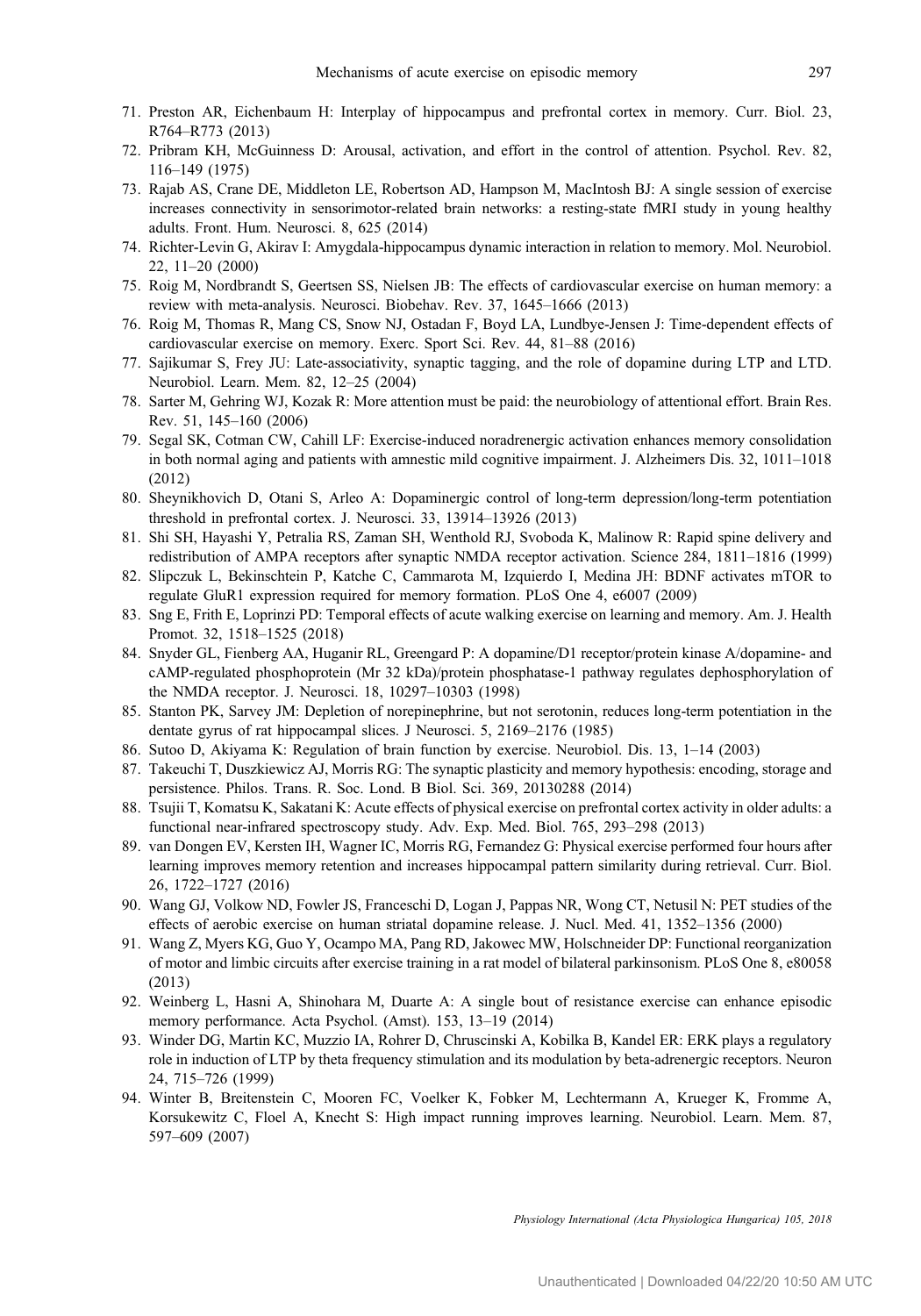71. Preston AR, Eichenbaum H: Interplay of hippocampus and prefrontal cortex in memory. Curr. Biol. 23, R764–R773 (2013)
72. Pribram KH, McGuinness D: Arousal, activation, and effort in the control of attention. Psychol. Rev. 82, 116–149 (1975)
73. Rajab AS, Crane DE, Middleton LE, Robertson AD, Hampson M, MacIntosh BJ: A single session of exercise increases connectivity in sensorimotor-related brain networks: a resting-state fMRI study in young healthy adults. Front. Hum. Neurosci. 8, 625 (2014)
74. Richter-Levin G, Akirav I: Amygdala-hippocampus dynamic interaction in relation to memory. Mol. Neurobiol. 22, 11–20 (2000)
75. Roig M, Nordbrandt S, Geertsen SS, Nielsen JB: The effects of cardiovascular exercise on human memory: a review with meta-analysis. Neurosci. Biobehav. Rev. 37, 1645–1666 (2013)
76. Roig M, Thomas R, Mang CS, Snow NJ, Ostadan F, Boyd LA, Lundbye-Jensen J: Time-dependent effects of cardiovascular exercise on memory. Exerc. Sport Sci. Rev. 44, 81–88 (2016)
77. Sajikumar S, Frey JU: Late-associativity, synaptic tagging, and the role of dopamine during LTP and LTD. Neurobiol. Learn. Mem. 82, 12–25 (2004)
78. Sarter M, Gehring WJ, Kozak R: More attention must be paid: the neurobiology of attentional effort. Brain Res. Rev. 51, 145–160 (2006)
79. Segal SK, Cotman CW, Cahill LF: Exercise-induced noradrenergic activation enhances memory consolidation in both normal aging and patients with amnestic mild cognitive impairment. J. Alzheimers Dis. 32, 1011–1018 (2012)
80. Sheynikhovich D, Otani S, Arleo A: Dopaminergic control of long-term depression/long-term potentiation threshold in prefrontal cortex. J. Neurosci. 33, 13914–13926 (2013)
81. Shi SH, Hayashi Y, Petralia RS, Zaman SH, Wenthold RJ, Svoboda K, Malinow R: Rapid spine delivery and redistribution of AMPA receptors after synaptic NMDA receptor activation. Science 284, 1811–1816 (1999)
82. Slipczuk L, Bekinschtein P, Katche C, Cammarota M, Izquierdo I, Medina JH: BDNF activates mTOR to regulate GluR1 expression required for memory formation. PLoS One 4, e6007 (2009)
83. Sng E, Frith E, Loprinzi PD: Temporal effects of acute walking exercise on learning and memory. Am. J. Health Promot. 32, 1518–1525 (2018)
84. Snyder GL, Fienberg AA, Huganir RL, Greengard P: A dopamine/D1 receptor/protein kinase A/dopamine- and cAMP-regulated phosphoprotein (Mr 32 kDa)/protein phosphatase-1 pathway regulates dephosphorylation of the NMDA receptor. J. Neurosci. 18, 10297–10303 (1998)
85. Stanton PK, Sarvey JM: Depletion of norepinephrine, but not serotonin, reduces long-term potentiation in the dentate gyrus of rat hippocampal slices. J Neurosci. 5, 2169–2176 (1985)
86. Sutoo D, Akiyama K: Regulation of brain function by exercise. Neurobiol. Dis. 13, 1–14 (2003)
87. Takeuchi T, Duszkiewicz AJ, Morris RG: The synaptic plasticity and memory hypothesis: encoding, storage and persistence. Philos. Trans. R. Soc. Lond. B Biol. Sci. 369, 20130288 (2014)
88. Tsujii T, Komatsu K, Sakatani K: Acute effects of physical exercise on prefrontal cortex activity in older adults: a functional near-infrared spectroscopy study. Adv. Exp. Med. Biol. 765, 293–298 (2013)
89. van Dongen EV, Kersten IH, Wagner IC, Morris RG, Fernandez G: Physical exercise performed four hours after learning improves memory retention and increases hippocampal pattern similarity during retrieval. Curr. Biol. 26, 1722–1727 (2016)
90. Wang GJ, Volkow ND, Fowler JS, Franceschi D, Logan J, Pappas NR, Wong CT, Netusil N: PET studies of the effects of aerobic exercise on human striatal dopamine release. J. Nucl. Med. 41, 1352–1356 (2000)
91. Wang Z, Myers KG, Guo Y, Ocampo MA, Pang RD, Jakowec MW, Holschneider DP: Functional reorganization of motor and limbic circuits after exercise training in a rat model of bilateral parkinsonism. PLoS One 8, e80058 (2013)
92. Weinberg L, Hasni A, Shinohara M, Duarte A: A single bout of resistance exercise can enhance episodic memory performance. Acta Psychol. (Amst). 153, 13–19 (2014)
93. Winder DG, Martin KC, Muzzio IA, Rohrer D, Chruscinski A, Kobilka B, Kandel ER: ERK plays a regulatory role in induction of LTP by theta frequency stimulation and its modulation by beta-adrenergic receptors. Neuron 24, 715–726 (1999)
94. Winter B, Breitenstein C, Mooren FC, Voelker K, Fobker M, Lechtermann A, Krueger K, Fromme A, Korsukewitz C, Floel A, Knecht S: High impact running improves learning. Neurobiol. Learn. Mem. 87, 597–609 (2007)